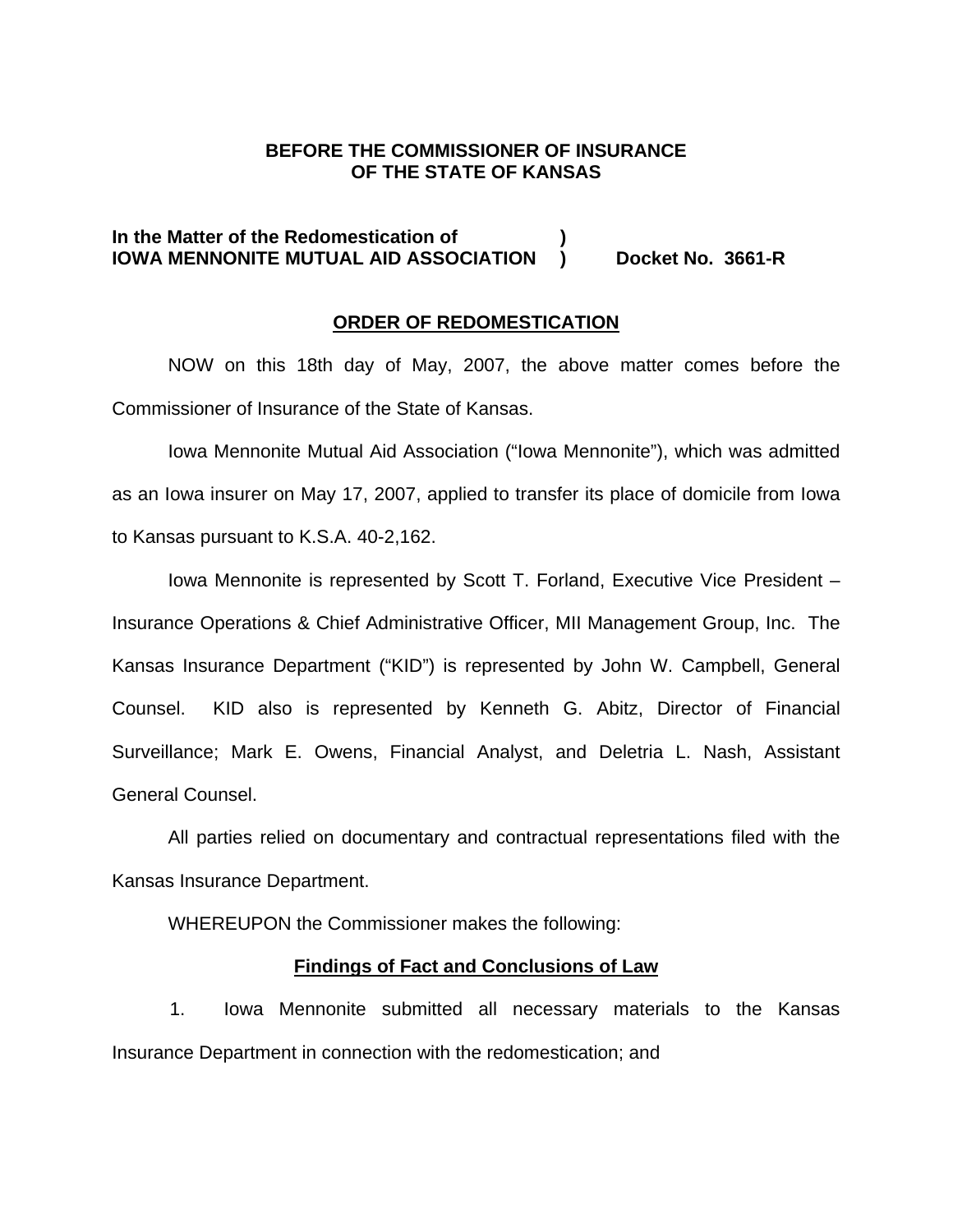**BEFORE THE COMMISSIONER OF INSURANCE**
**OF THE STATE OF KANSAS**

**In the Matter of the Redomestication of )**
**IOWA MENNONITE MUTUAL AID ASSOCIATION ) Docket No. 3661-R**

## ORDER OF REDOMESTICATION

NOW on this 18th day of May, 2007, the above matter comes before the Commissioner of Insurance of the State of Kansas.

Iowa Mennonite Mutual Aid Association ("Iowa Mennonite"), which was admitted as an Iowa insurer on May 17, 2007, applied to transfer its place of domicile from Iowa to Kansas pursuant to K.S.A. 40-2,162.

Iowa Mennonite is represented by Scott T. Forland, Executive Vice President – Insurance Operations & Chief Administrative Officer, MII Management Group, Inc. The Kansas Insurance Department ("KID") is represented by John W. Campbell, General Counsel. KID also is represented by Kenneth G. Abitz, Director of Financial Surveillance; Mark E. Owens, Financial Analyst, and Deletria L. Nash, Assistant General Counsel.

All parties relied on documentary and contractual representations filed with the Kansas Insurance Department.

WHEREUPON the Commissioner makes the following:

### Findings of Fact and Conclusions of Law

1. Iowa Mennonite submitted all necessary materials to the Kansas Insurance Department in connection with the redomestication; and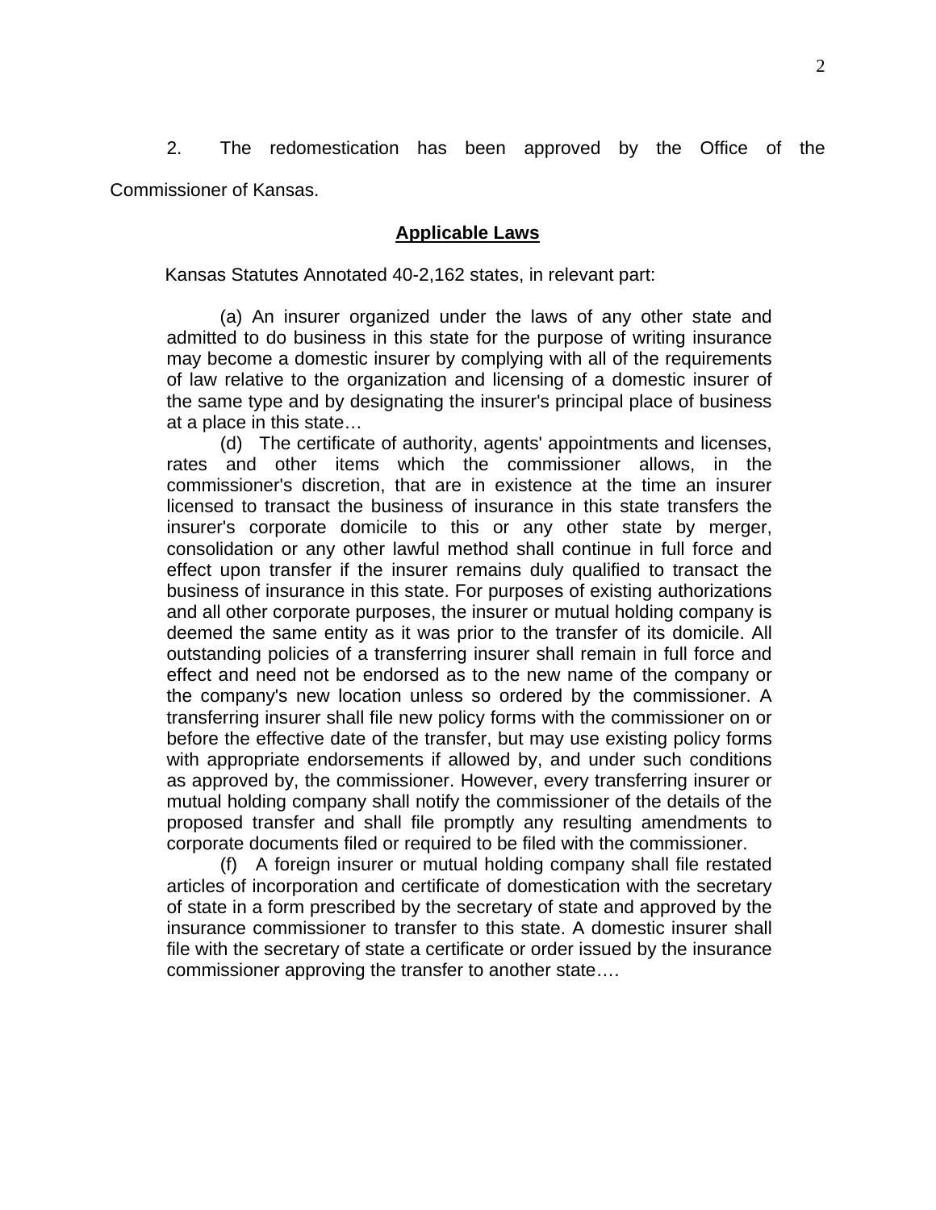2. The redomestication has been approved by the Office of the Commissioner of Kansas.

## Applicable Laws

Kansas Statutes Annotated 40-2,162 states, in relevant part:

> (a) An insurer organized under the laws of any other state and admitted to do business in this state for the purpose of writing insurance may become a domestic insurer by complying with all of the requirements of law relative to the organization and licensing of a domestic insurer of the same type and by designating the insurer's principal place of business at a place in this state…
>
> (d) The certificate of authority, agents' appointments and licenses, rates and other items which the commissioner allows, in the commissioner's discretion, that are in existence at the time an insurer licensed to transact the business of insurance in this state transfers the insurer's corporate domicile to this or any other state by merger, consolidation or any other lawful method shall continue in full force and effect upon transfer if the insurer remains duly qualified to transact the business of insurance in this state. For purposes of existing authorizations and all other corporate purposes, the insurer or mutual holding company is deemed the same entity as it was prior to the transfer of its domicile. All outstanding policies of a transferring insurer shall remain in full force and effect and need not be endorsed as to the new name of the company or the company's new location unless so ordered by the commissioner. A transferring insurer shall file new policy forms with the commissioner on or before the effective date of the transfer, but may use existing policy forms with appropriate endorsements if allowed by, and under such conditions as approved by, the commissioner. However, every transferring insurer or mutual holding company shall notify the commissioner of the details of the proposed transfer and shall file promptly any resulting amendments to corporate documents filed or required to be filed with the commissioner.
>
> (f) A foreign insurer or mutual holding company shall file restated articles of incorporation and certificate of domestication with the secretary of state in a form prescribed by the secretary of state and approved by the insurance commissioner to transfer to this state. A domestic insurer shall file with the secretary of state a certificate or order issued by the insurance commissioner approving the transfer to another state….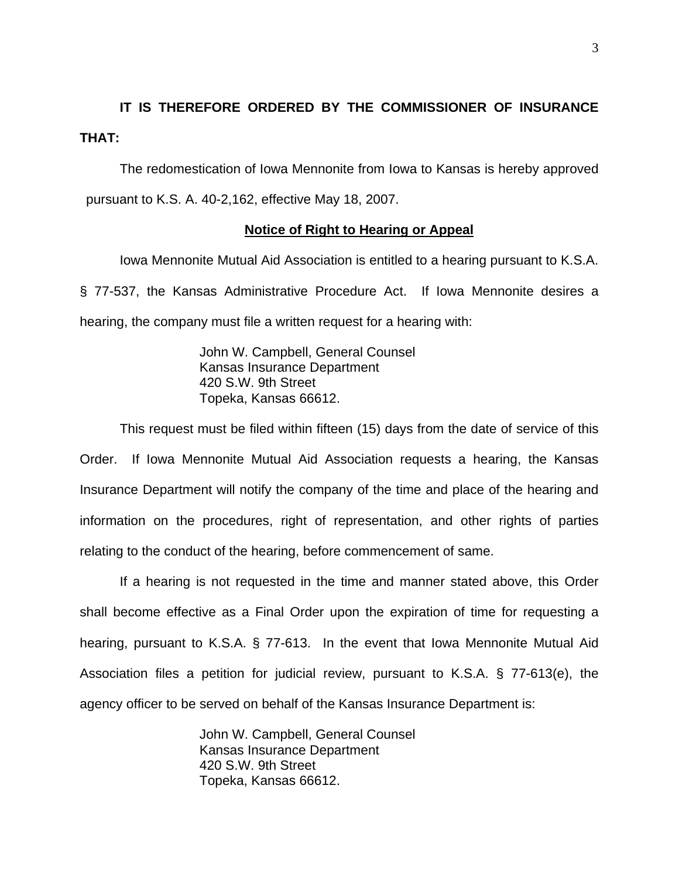**IT IS THEREFORE ORDERED BY THE COMMISSIONER OF INSURANCE THAT:**

The redomestication of Iowa Mennonite from Iowa to Kansas is hereby approved pursuant to K.S. A. 40-2,162, effective May 18, 2007.

**Notice of Right to Hearing or Appeal**

Iowa Mennonite Mutual Aid Association is entitled to a hearing pursuant to K.S.A. § 77-537, the Kansas Administrative Procedure Act. If Iowa Mennonite desires a hearing, the company must file a written request for a hearing with:

> John W. Campbell, General Counsel
> Kansas Insurance Department
> 420 S.W. 9th Street
> Topeka, Kansas 66612.

This request must be filed within fifteen (15) days from the date of service of this Order. If Iowa Mennonite Mutual Aid Association requests a hearing, the Kansas Insurance Department will notify the company of the time and place of the hearing and information on the procedures, right of representation, and other rights of parties relating to the conduct of the hearing, before commencement of same.

If a hearing is not requested in the time and manner stated above, this Order shall become effective as a Final Order upon the expiration of time for requesting a hearing, pursuant to K.S.A. § 77-613. In the event that Iowa Mennonite Mutual Aid Association files a petition for judicial review, pursuant to K.S.A. § 77-613(e), the agency officer to be served on behalf of the Kansas Insurance Department is:

> John W. Campbell, General Counsel
> Kansas Insurance Department
> 420 S.W. 9th Street
> Topeka, Kansas 66612.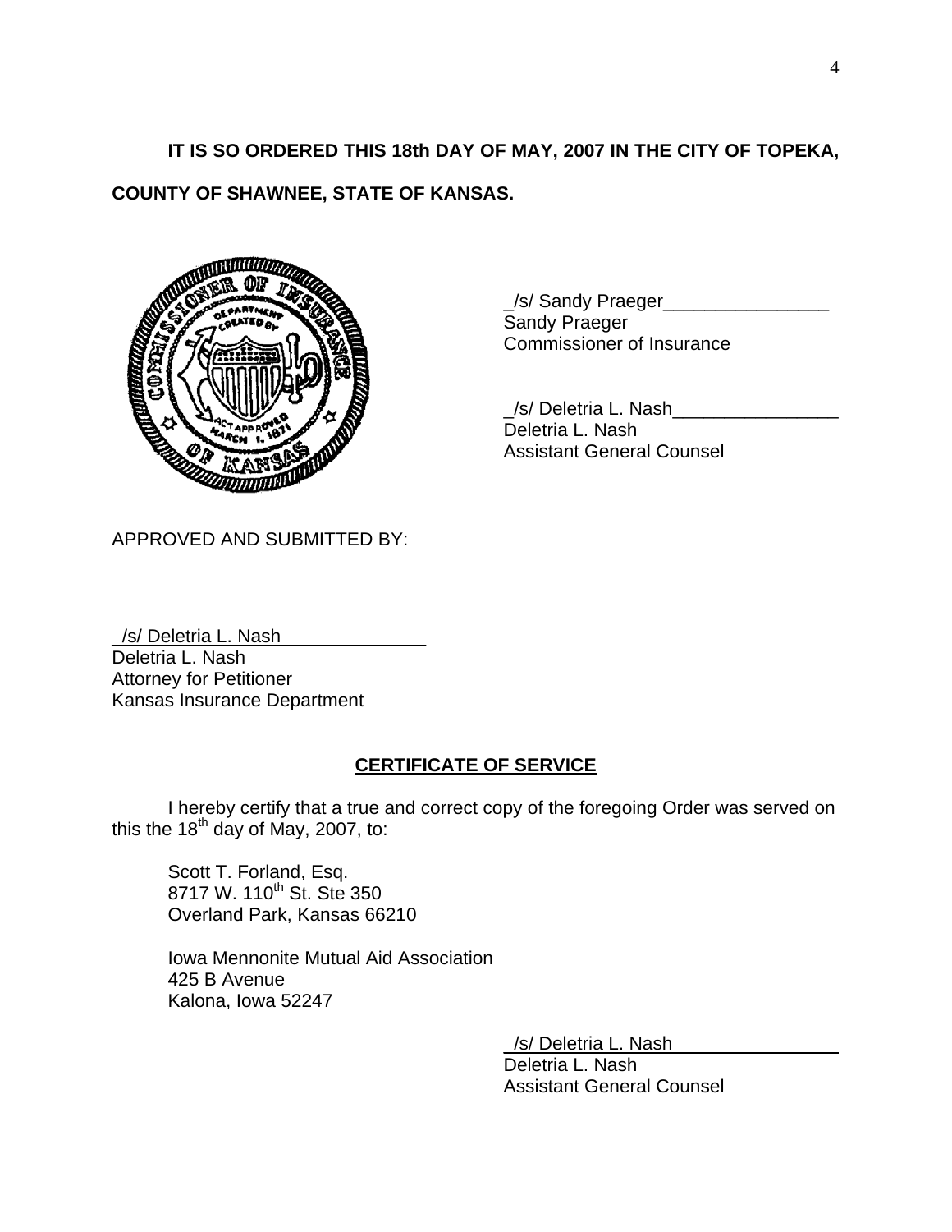**IT IS SO ORDERED THIS 18th DAY OF MAY, 2007 IN THE CITY OF TOPEKA, COUNTY OF SHAWNEE, STATE OF KANSAS.**

_/s/ Sandy Praeger________________
Sandy Praeger
Commissioner of Insurance

_/s/ Deletria L. Nash________________
Deletria L. Nash
Assistant General Counsel

APPROVED AND SUBMITTED BY:

_/s/ Deletria L. Nash______________
Deletria L. Nash
Attorney for Petitioner
Kansas Insurance Department

## CERTIFICATE OF SERVICE

I hereby certify that a true and correct copy of the foregoing Order was served on this the 18th day of May, 2007, to:

Scott T. Forland, Esq.
8717 W. 110th St. Ste 350
Overland Park, Kansas 66210

Iowa Mennonite Mutual Aid Association
425 B Avenue
Kalona, Iowa 52247

_/s/ Deletria L. Nash________________
Deletria L. Nash
Assistant General Counsel